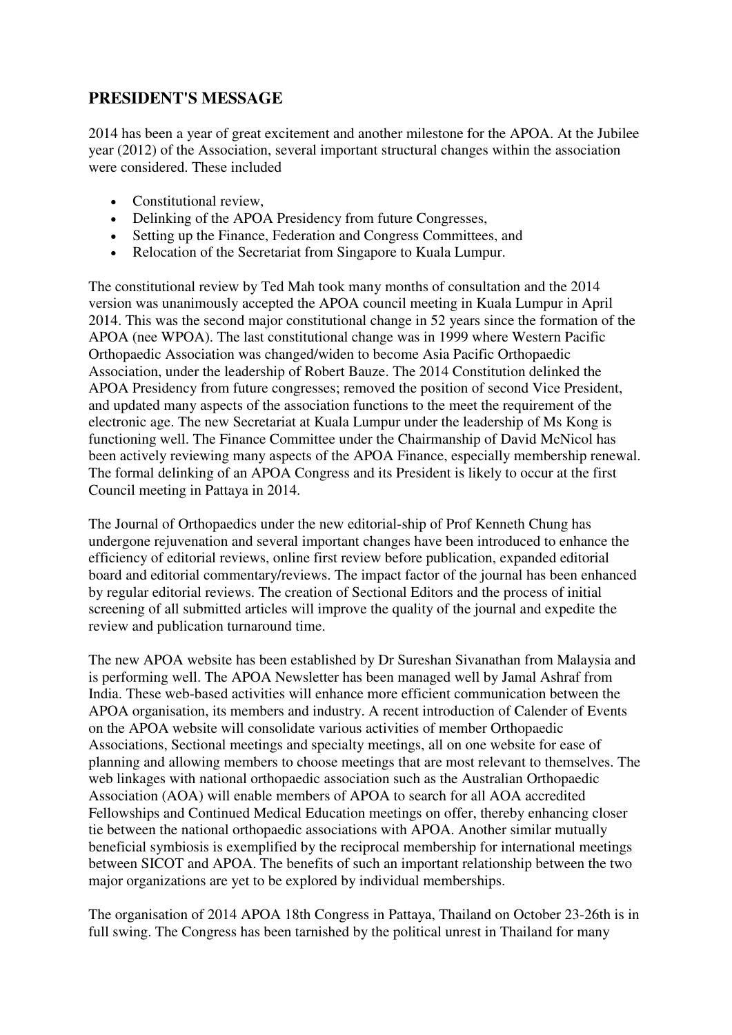## PRESIDENT'S MESSAGE

2014 has been a year of great excitement and another milestone for the APOA. At the Jubilee year (2012) of the Association, several important structural changes within the association were considered. These included

- Constitutional review,
- Delinking of the APOA Presidency from future Congresses,
- Setting up the Finance, Federation and Congress Committees, and
- Relocation of the Secretariat from Singapore to Kuala Lumpur.

The constitutional review by Ted Mah took many months of consultation and the 2014 version was unanimously accepted the APOA council meeting in Kuala Lumpur in April 2014. This was the second major constitutional change in 52 years since the formation of the APOA (nee WPOA). The last constitutional change was in 1999 where Western Pacific Orthopaedic Association was changed/widen to become Asia Pacific Orthopaedic Association, under the leadership of Robert Bauze. The 2014 Constitution delinked the APOA Presidency from future congresses; removed the position of second Vice President, and updated many aspects of the association functions to the meet the requirement of the electronic age. The new Secretariat at Kuala Lumpur under the leadership of Ms Kong is functioning well. The Finance Committee under the Chairmanship of David McNicol has been actively reviewing many aspects of the APOA Finance, especially membership renewal. The formal delinking of an APOA Congress and its President is likely to occur at the first Council meeting in Pattaya in 2014.

The Journal of Orthopaedics under the new editorial-ship of Prof Kenneth Chung has undergone rejuvenation and several important changes have been introduced to enhance the efficiency of editorial reviews, online first review before publication, expanded editorial board and editorial commentary/reviews. The impact factor of the journal has been enhanced by regular editorial reviews. The creation of Sectional Editors and the process of initial screening of all submitted articles will improve the quality of the journal and expedite the review and publication turnaround time.

The new APOA website has been established by Dr Sureshan Sivanathan from Malaysia and is performing well. The APOA Newsletter has been managed well by Jamal Ashraf from India. These web-based activities will enhance more efficient communication between the APOA organisation, its members and industry. A recent introduction of Calender of Events on the APOA website will consolidate various activities of member Orthopaedic Associations, Sectional meetings and specialty meetings, all on one website for ease of planning and allowing members to choose meetings that are most relevant to themselves. The web linkages with national orthopaedic association such as the Australian Orthopaedic Association (AOA) will enable members of APOA to search for all AOA accredited Fellowships and Continued Medical Education meetings on offer, thereby enhancing closer tie between the national orthopaedic associations with APOA. Another similar mutually beneficial symbiosis is exemplified by the reciprocal membership for international meetings between SICOT and APOA. The benefits of such an important relationship between the two major organizations are yet to be explored by individual memberships.

The organisation of 2014 APOA 18th Congress in Pattaya, Thailand on October 23-26th is in full swing. The Congress has been tarnished by the political unrest in Thailand for many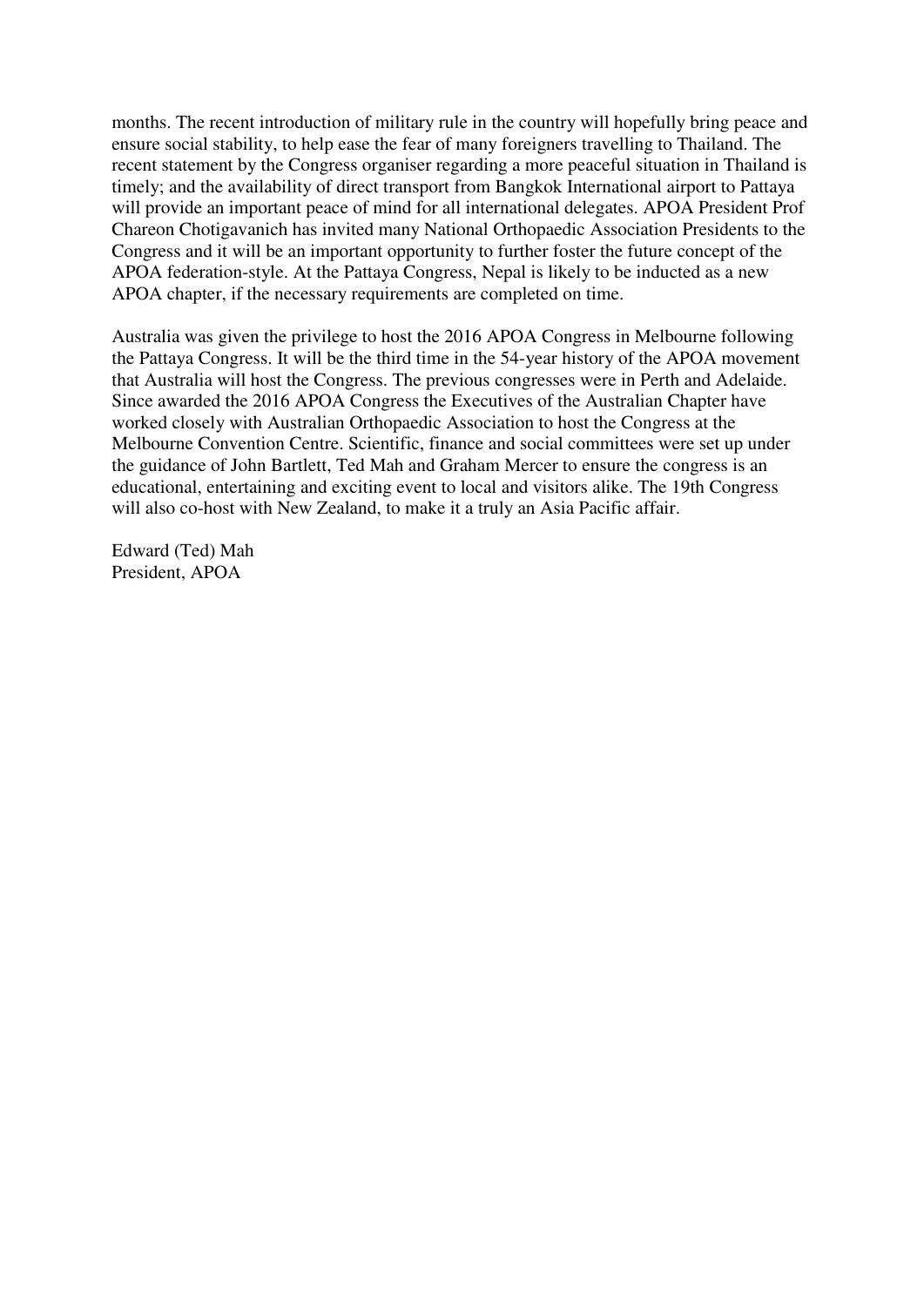months. The recent introduction of military rule in the country will hopefully bring peace and ensure social stability, to help ease the fear of many foreigners travelling to Thailand. The recent statement by the Congress organiser regarding a more peaceful situation in Thailand is timely; and the availability of direct transport from Bangkok International airport to Pattaya will provide an important peace of mind for all international delegates. APOA President Prof Chareon Chotigavanich has invited many National Orthopaedic Association Presidents to the Congress and it will be an important opportunity to further foster the future concept of the APOA federation-style. At the Pattaya Congress, Nepal is likely to be inducted as a new APOA chapter, if the necessary requirements are completed on time.

Australia was given the privilege to host the 2016 APOA Congress in Melbourne following the Pattaya Congress. It will be the third time in the 54-year history of the APOA movement that Australia will host the Congress. The previous congresses were in Perth and Adelaide. Since awarded the 2016 APOA Congress the Executives of the Australian Chapter have worked closely with Australian Orthopaedic Association to host the Congress at the Melbourne Convention Centre. Scientific, finance and social committees were set up under the guidance of John Bartlett, Ted Mah and Graham Mercer to ensure the congress is an educational, entertaining and exciting event to local and visitors alike. The 19th Congress will also co-host with New Zealand, to make it a truly an Asia Pacific affair.

Edward (Ted) Mah  
President, APOA